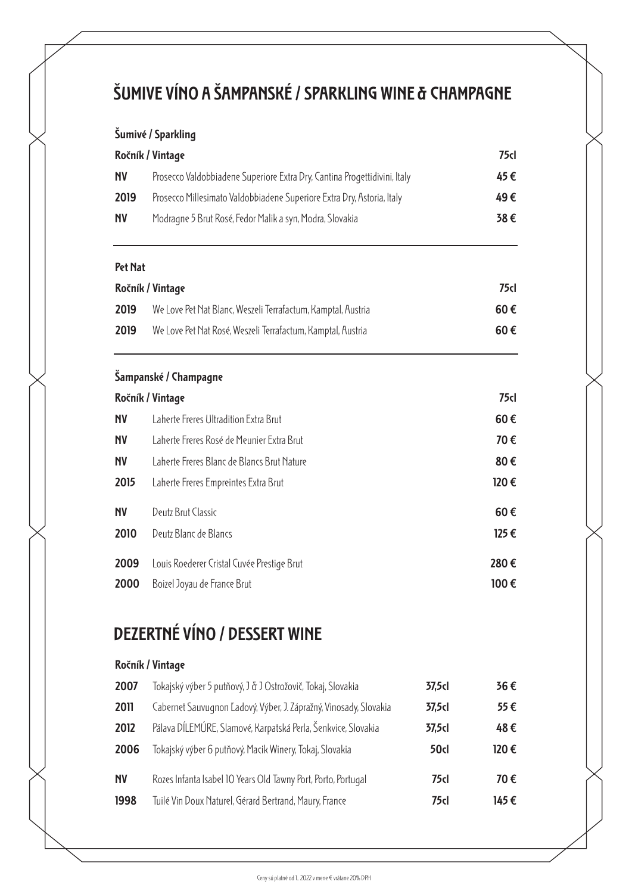# ŠUMIVE VÍNO A ŠAMPANSKÉ / SPARKLING WINE & CHAMPAGNE

### Šumivé / Sparkling

| Ročník / Vintage | | 75cl |
|---|---|---|
| NV | Prosecco Valdobbiadene Superiore Extra Dry, Cantina Progettidivini, Italy | 45 € |
| 2019 | Prosecco Millesimato Valdobbiadene Superiore Extra Dry, Astoria, Italy | 49 € |
| NV | Modragne 5 Brut Rosé, Fedor Malík a syn, Modra, Slovakia | 38 € |

### Pet Nat

| Ročník / Vintage | | 75cl |
|---|---|---|
| 2019 | We Love Pet Nat Blanc, Weszeli Terrafactum, Kamptal, Austria | 60 € |
| 2019 | We Love Pet Nat Rosé, Weszeli Terrafactum, Kamptal, Austria | 60 € |

### Šampanské / Champagne

| Ročník / Vintage | | 75cl |
|---|---|---|
| NV | Laherte Freres Ultradition Extra Brut | 60 € |
| NV | Laherte Freres Rosé de Meunier Extra Brut | 70 € |
| NV | Laherte Freres Blanc de Blancs Brut Nature | 80 € |
| 2015 | Laherte Freres Empreintes Extra Brut | 120 € |
| NV | Deutz Brut Classic | 60 € |
| 2010 | Deutz Blanc de Blancs | 125 € |
| 2009 | Louis Roederer Cristal Cuvée Prestige Brut | 280 € |
| 2000 | Boizel Joyau de France Brut | 100 € |

# DEZERTNÉ VÍNO / DESSERT WINE

| Ročník / Vintage | | | |
|---|---|---|---|
| 2007 | Tokajský výber 5 putňový, J & J Ostrožovič, Tokaj, Slovakia | 37,5cl | 36 € |
| 2011 | Cabernet Sauvugnon Ladový, Výber, J. Zápražný, Vinosady, Slovakia | 37,5cl | 55 € |
| 2012 | Pálava DÍLEMÚRE, Slamové, Karpatská Perla, Šenkvice, Slovakia | 37,5cl | 48 € |
| 2006 | Tokajský výber 6 putňový, Macik Winery, Tokaj, Slovakia | 50cl | 120 € |
| NV | Rozes Infanta Isabel 10 Years Old Tawny Port, Porto, Portugal | 75cl | 70 € |
| 1998 | Tuilé Vin Doux Naturel, Gérard Bertrand, Maury, France | 75cl | 145 € |

Ceny sú platné od 1.. 2022 v mene € vrátane 20% DPH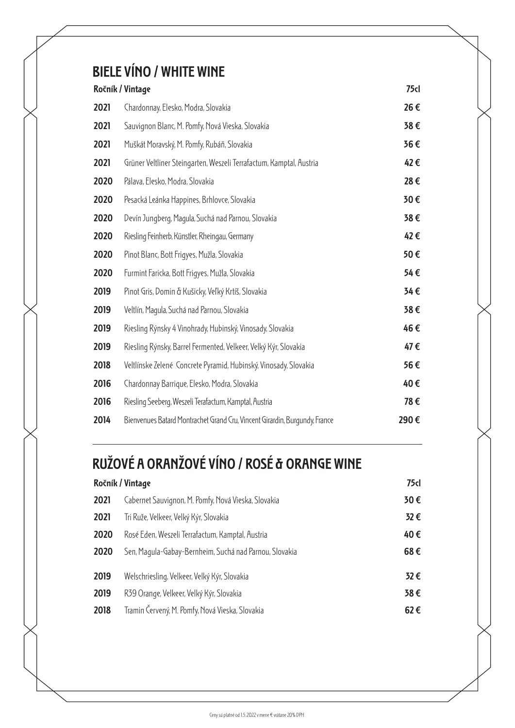## BIELE VÍNO / WHITE WINE

| Ročník / Vintage | | 75cl |
|---|---|---|
| 2021 | Chardonnay, Elesko, Modra, Slovakia | 26 € |
| 2021 | Sauvignon Blanc, M. Pomfy, Nová Vieska, Slovakia | 38 € |
| 2021 | Muškát Moravský, M. Pomfy, Rubáň, Slovakia | 36 € |
| 2021 | Grüner Veltliner Steingarten, Weszeli Terrafactum, Kamptal, Austria | 42 € |
| 2020 | Pálava, Elesko, Modra, Slovakia | 28 € |
| 2020 | Pesacká Leánka Happines, Brhlovce, Slovakia | 30 € |
| 2020 | Devín Jungberg, Magula, Suchá nad Parnou, Slovakia | 38 € |
| 2020 | Riesling Feinherb, Künstler, Rheingau, Germany | 42 € |
| 2020 | Pinot Blanc, Bott Frigyes, Mužla, Slovakia | 50 € |
| 2020 | Furmint Faricka, Bott Frigyes, Mužla, Slovakia | 54 € |
| 2019 | Pinot Gris, Domin & Kušicky, Veľký Krtíš, Slovakia | 34 € |
| 2019 | Veltlín, Magula, Suchá nad Parnou, Slovakia | 38 € |
| 2019 | Riesling Rýnsky 4 Vinohrady, Hubinský, Vinosady, Slovakia | 46 € |
| 2019 | Riesling Rýnsky, Barrel Fermented, Velkeer, Velký Kýr, Slovakia | 47 € |
| 2018 | Veltlínske Zelené Concrete Pyramid, Hubinský, Vinosady, Slovakia | 56 € |
| 2016 | Chardonnay Barrique, Elesko, Modra, Slovakia | 40 € |
| 2016 | Riesling Seeberg, Weszeli Terafactum, Kamptal, Austria | 78 € |
| 2014 | Bienvenues Batard Montrachet Grand Cru, Vincent Girardin, Burgundy, France | 290 € |

## RUŽOVÉ A ORANŽOVÉ VÍNO / ROSÉ & ORANGE WINE

| Ročník / Vintage | | 75cl |
|---|---|---|
| 2021 | Cabernet Sauvignon, M. Pomfy, Nová Vieska, Slovakia | 30 € |
| 2021 | Tri Ruže, Velkeer, Velký Kýr, Slovakia | 32 € |
| 2020 | Rosé Eden, Weszeli Terrafactum, Kamptal, Austria | 40 € |
| 2020 | Sen, Magula-Gabay-Bernheim, Suchá nad Parnou, Slovakia | 68 € |
| 2019 | Welschriesling, Velkeer, Velký Kýr, Slovakia | 32 € |
| 2019 | R39 Orange, Velkeer, Velký Kýr, Slovakia | 38 € |
| 2018 | Tramín Červený, M. Pomfy, Nová Vieska, Slovakia | 62 € |

Ceny sú platné od 1.5.2022 v mene € vrátane 20% DPH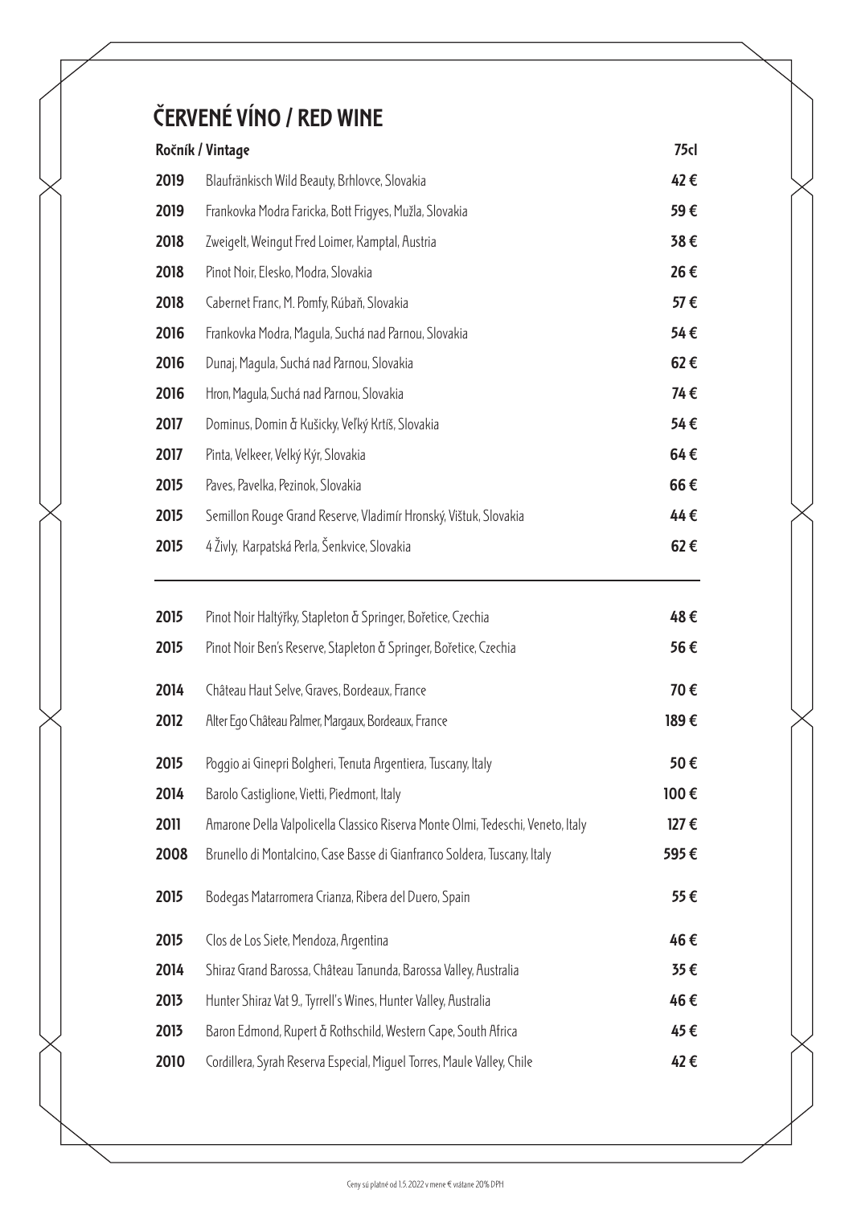# ČERVENÉ VÍNO / RED WINE

| Ročník / Vintage | | 75cl |
|---|---|---|
| 2019 | Blaufränkisch Wild Beauty, Brhlovce, Slovakia | 42 € |
| 2019 | Frankovka Modra Faricka, Bott Frigyes, Mužla, Slovakia | 59 € |
| 2018 | Zweigelt, Weingut Fred Loimer, Kamptal, Austria | 38 € |
| 2018 | Pinot Noir, Elesko, Modra, Slovakia | 26 € |
| 2018 | Cabernet Franc, M. Pomfy, Rúbaň, Slovakia | 57 € |
| 2016 | Frankovka Modra, Magula, Suchá nad Parnou, Slovakia | 54 € |
| 2016 | Dunaj, Magula, Suchá nad Parnou, Slovakia | 62 € |
| 2016 | Hron, Magula, Suchá nad Parnou, Slovakia | 74 € |
| 2017 | Dominus, Domin & Kušicky, Veľký Krtíš, Slovakia | 54 € |
| 2017 | Pinta, Velkeer, Velký Kýr, Slovakia | 64 € |
| 2015 | Paves, Pavelka, Pezinok, Slovakia | 66 € |
| 2015 | Semillon Rouge Grand Reserve, Vladimír Hronský, Vištuk, Slovakia | 44 € |
| 2015 | 4 Živly, Karpatská Perla, Šenkvice, Slovakia | 62 € |

---

| | | |
|---|---|---|
| 2015 | Pinot Noir Haltýřky, Stapleton & Springer, Bořetice, Czechia | 48 € |
| 2015 | Pinot Noir Ben's Reserve, Stapleton & Springer, Bořetice, Czechia | 56 € |
| 2014 | Château Haut Selve, Graves, Bordeaux, France | 70 € |
| 2012 | Alter Ego Château Palmer, Margaux, Bordeaux, France | 189 € |
| 2015 | Poggio ai Ginepri Bolgheri, Tenuta Argentiera, Tuscany, Italy | 50 € |
| 2014 | Barolo Castiglione, Vietti, Piedmont, Italy | 100 € |
| 2011 | Amarone Della Valpolicella Classico Riserva Monte Olmi, Tedeschi, Veneto, Italy | 127 € |
| 2008 | Brunello di Montalcino, Case Basse di Gianfranco Soldera, Tuscany, Italy | 595 € |
| 2015 | Bodegas Matarromera Crianza, Ribera del Duero, Spain | 55 € |
| 2015 | Clos de Los Siete, Mendoza, Argentina | 46 € |
| 2014 | Shiraz Grand Barossa, Château Tanunda, Barossa Valley, Australia | 35 € |
| 2013 | Hunter Shiraz Vat 9., Tyrrell's Wines, Hunter Valley, Australia | 46 € |
| 2013 | Baron Edmond, Rupert & Rothschild, Western Cape, South Africa | 45 € |
| 2010 | Cordillera, Syrah Reserva Especial, Miguel Torres, Maule Valley, Chile | 42 € |

Ceny sú platné od 1.5.2022 v mene € vrátane 20% DPH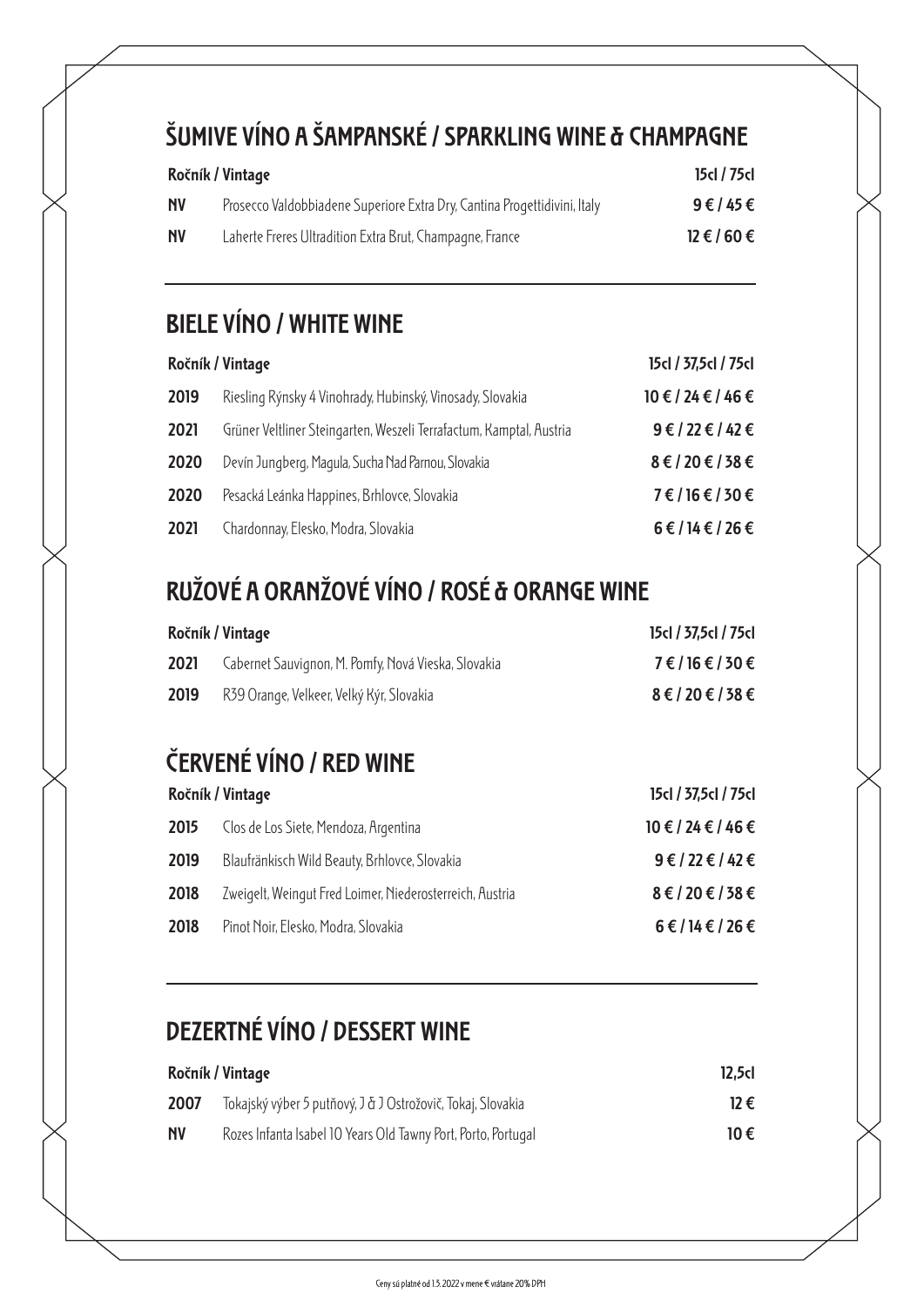## ŠUMIVE VÍNO A ŠAMPANSKÉ / SPARKLING WINE & CHAMPAGNE

| Ročník / Vintage | | 15cl / 75cl |
|---|---|---|
| NV | Prosecco Valdobbiadene Superiore Extra Dry, Cantina Progettidivini, Italy | 9 € / 45 € |
| NV | Laherte Freres Ultradition Extra Brut, Champagne, France | 12 € / 60 € |

## BIELE VÍNO / WHITE WINE

| Ročník / Vintage | | 15cl / 37,5cl / 75cl |
|---|---|---|
| 2019 | Riesling Rýnsky 4 Vinohrady, Hubinský, Vinosady, Slovakia | 10 € / 24 € / 46 € |
| 2021 | Grüner Veltliner Steingarten, Weszeli Terrafactum, Kamptal, Austria | 9 € / 22 € / 42 € |
| 2020 | Devín Jungberg, Magula, Sucha Nad Parnou, Slovakia | 8 € / 20 € / 38 € |
| 2020 | Pesacká Leánka Happines, Brhlovce, Slovakia | 7 € / 16 € / 30 € |
| 2021 | Chardonnay, Elesko, Modra, Slovakia | 6 € / 14 € / 26 € |

## RUŽOVÉ A ORANŽOVÉ VÍNO / ROSÉ & ORANGE WINE

| Ročník / Vintage | | 15cl / 37,5cl / 75cl |
|---|---|---|
| 2021 | Cabernet Sauvignon, M. Pomfy, Nová Vieska, Slovakia | 7 € / 16 € / 30 € |
| 2019 | R39 Orange, Velkeer, Veľký Kýr, Slovakia | 8 € / 20 € / 38 € |

## ČERVENÉ VÍNO / RED WINE

| Ročník / Vintage | | 15cl / 37,5cl / 75cl |
|---|---|---|
| 2015 | Clos de Los Siete, Mendoza, Argentina | 10 € / 24 € / 46 € |
| 2019 | Blaufränkisch Wild Beauty, Brhlovce, Slovakia | 9 € / 22 € / 42 € |
| 2018 | Zweigelt, Weingut Fred Loimer, Niederosterreich, Austria | 8 € / 20 € / 38 € |
| 2018 | Pinot Noir, Elesko, Modra, Slovakia | 6 € / 14 € / 26 € |

## DEZERTNÉ VÍNO / DESSERT WINE

| Ročník / Vintage | | 12,5cl |
|---|---|---|
| 2007 | Tokajský výber 5 putňový, J & J Ostrožovič, Tokaj, Slovakia | 12 € |
| NV | Rozes Infanta Isabel 10 Years Old Tawny Port, Porto, Portugal | 10 € |

Ceny sú platné od 1.5.2022 v mene € vrátane 20% DPH